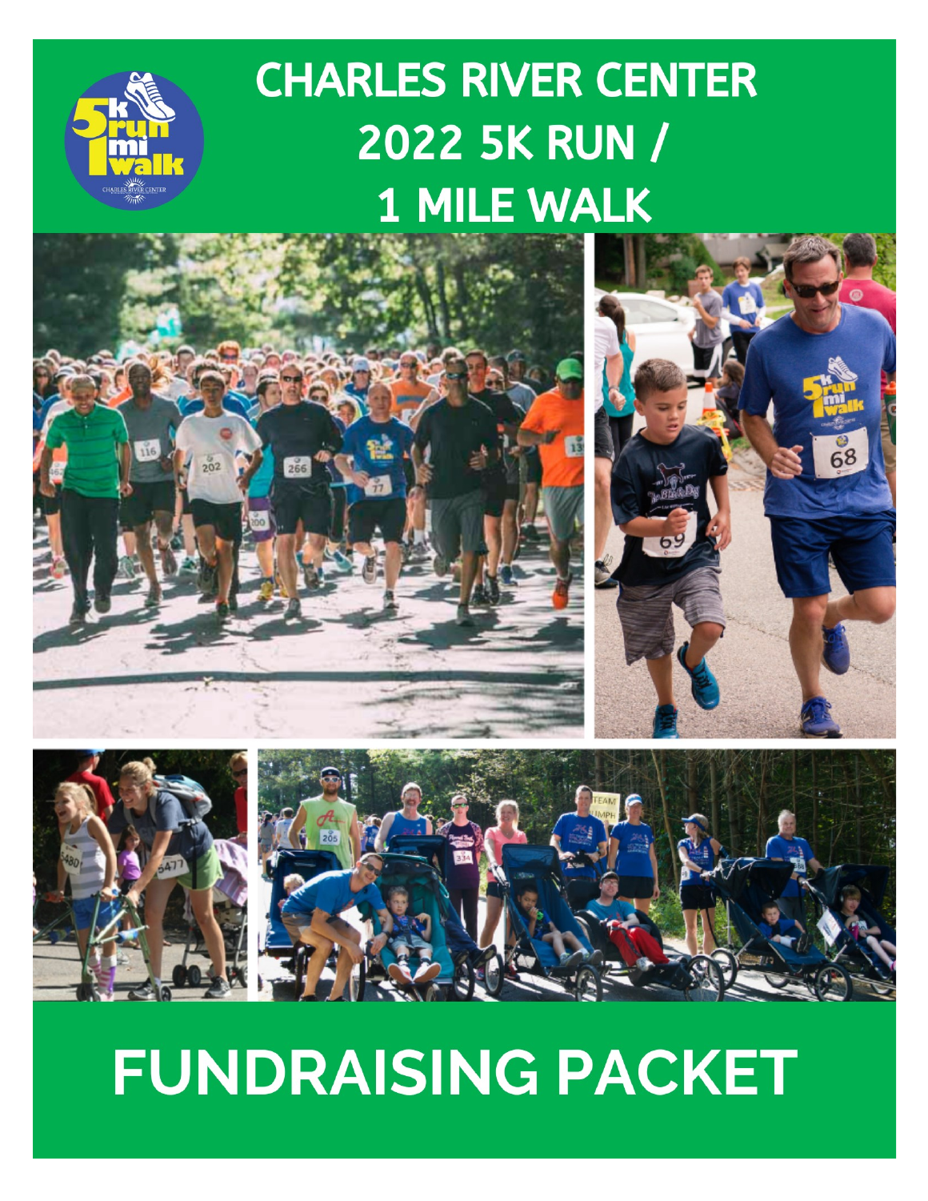# CHARLES RIVER CENTER 2022 5K RUN / 1 MILE WALK

# FUNDRAISING PACKET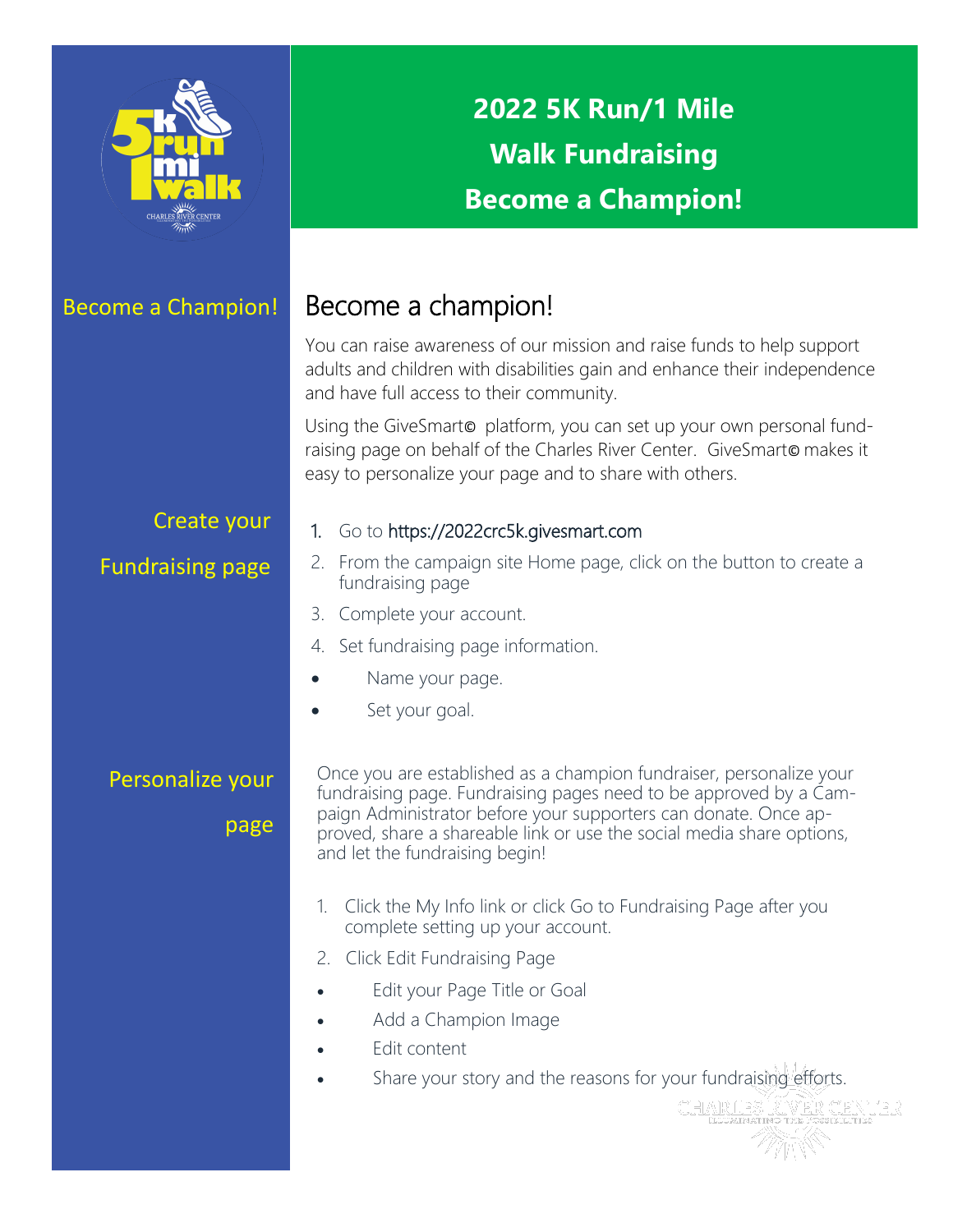# 2022 5K Run/1 Mile Walk Fundraising

# Become a Champion!

## Become a champion!

You can raise awareness of our mission and raise funds to help support adults and children with disabilities gain and enhance their independence and have full access to their community.

Using the GiveSmart© platform, you can set up your own personal fundraising page on behalf of the Charles River Center. GiveSmart© makes it easy to personalize your page and to share with others.

### Create your Fundraising page

1. Go to https://2022crc5k.givesmart.com
2. From the campaign site Home page, click on the button to create a fundraising page
3. Complete your account.
4. Set fundraising page information.

- Name your page.
- Set your goal.

### Personalize your page

Once you are established as a champion fundraiser, personalize your fundraising page. Fundraising pages need to be approved by a Campaign Administrator before your supporters can donate. Once approved, share a shareable link or use the social media share options, and let the fundraising begin!

1. Click the My Info link or click Go to Fundraising Page after you complete setting up your account.
2. Click Edit Fundraising Page

- Edit your Page Title or Goal
- Add a Champion Image
- Edit content
- Share your story and the reasons for your fundraising efforts.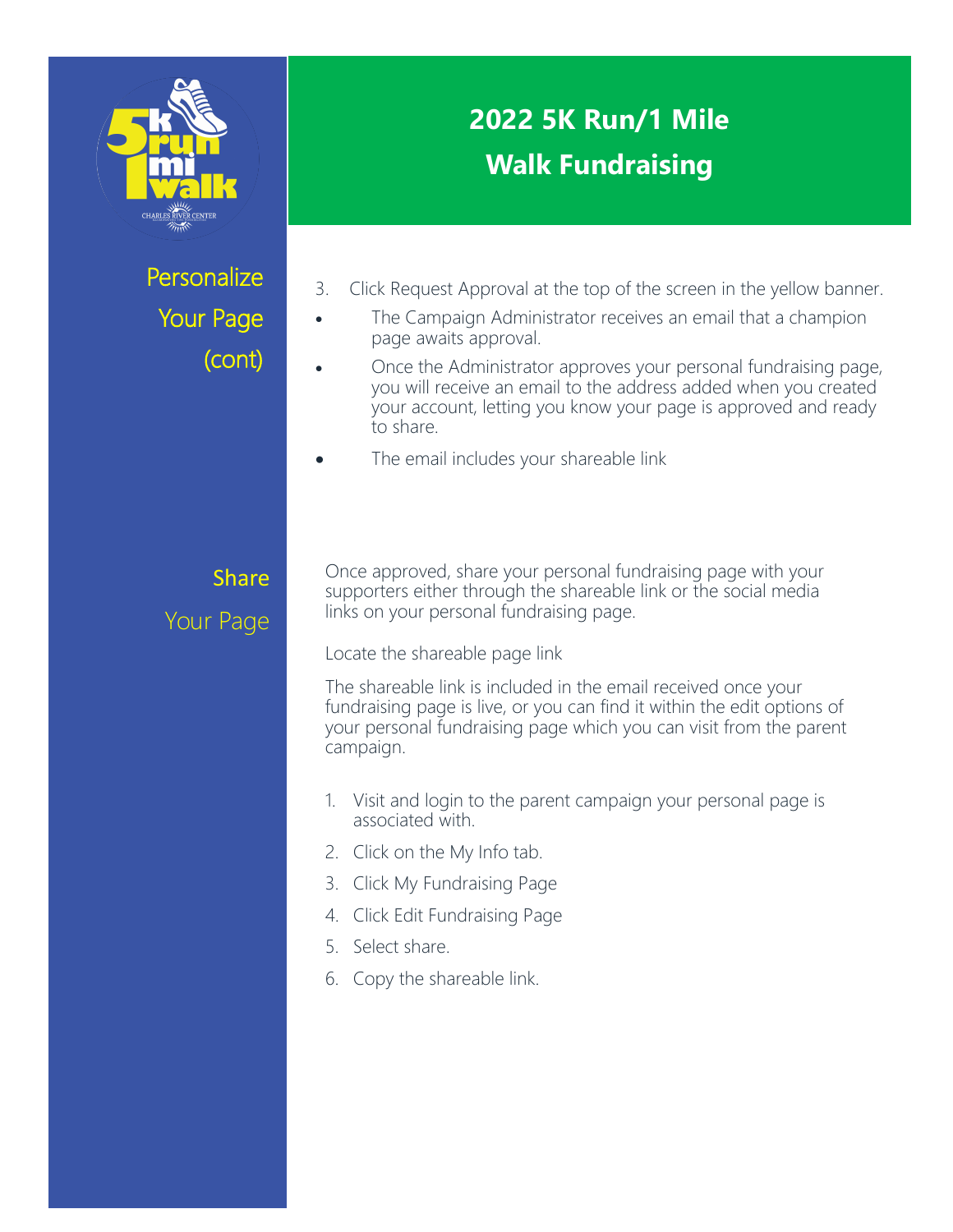# 2022 5K Run/1 Mile Walk Fundraising

## Personalize Your Page (cont)

3. Click Request Approval at the top of the screen in the yellow banner.

- The Campaign Administrator receives an email that a champion page awaits approval.
- Once the Administrator approves your personal fundraising page, you will receive an email to the address added when you created your account, letting you know your page is approved and ready to share.
- The email includes your shareable link

## Share Your Page

Once approved, share your personal fundraising page with your supporters either through the shareable link or the social media links on your personal fundraising page.

Locate the shareable page link

The shareable link is included in the email received once your fundraising page is live, or you can find it within the edit options of your personal fundraising page which you can visit from the parent campaign.

1. Visit and login to the parent campaign your personal page is associated with.
2. Click on the My Info tab.
3. Click My Fundraising Page
4. Click Edit Fundraising Page
5. Select share.
6. Copy the shareable link.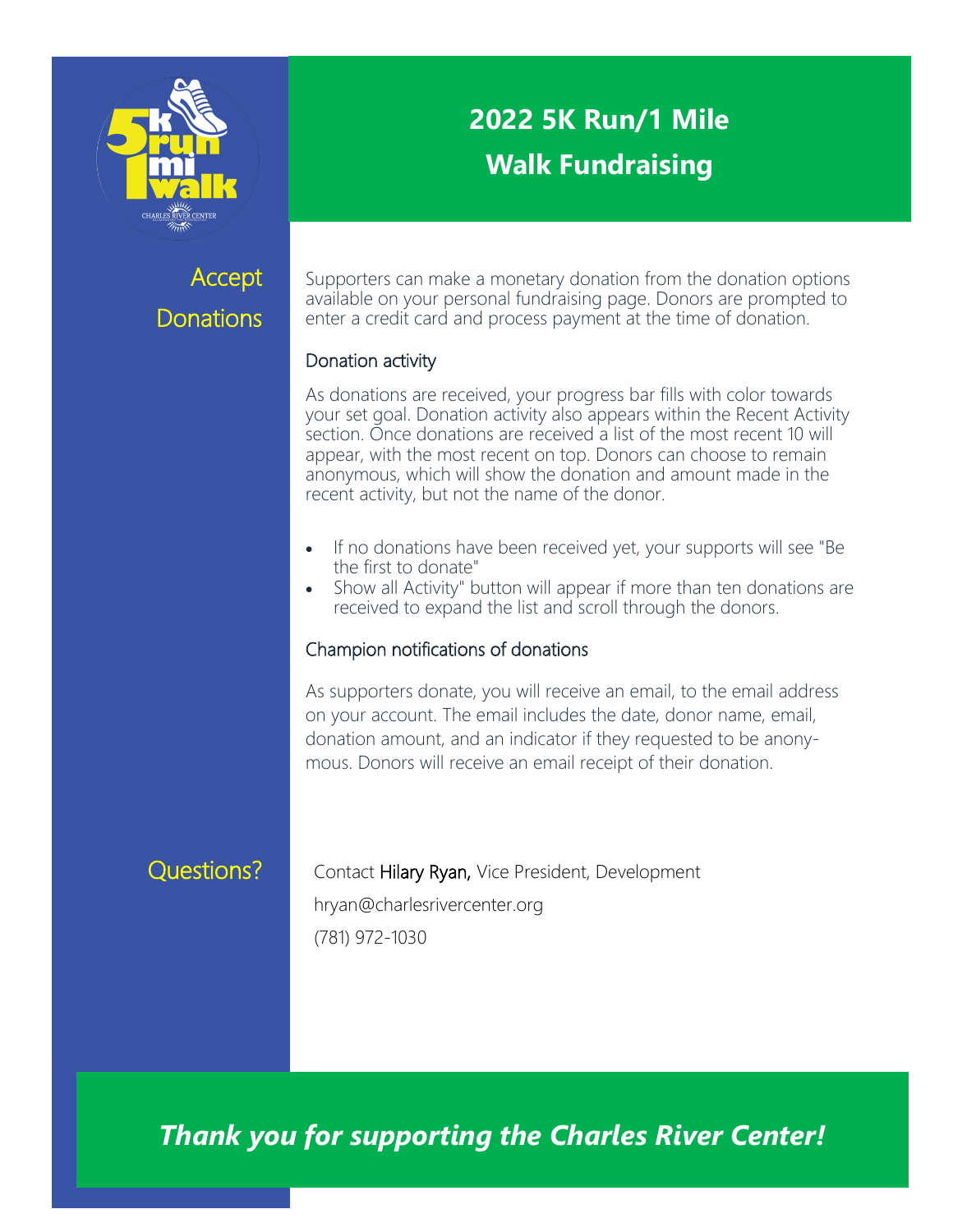# 2022 5K Run/1 Mile Walk Fundraising

## Accept Donations

Supporters can make a monetary donation from the donation options available on your personal fundraising page. Donors are prompted to enter a credit card and process payment at the time of donation.

### Donation activity

As donations are received, your progress bar fills with color towards your set goal. Donation activity also appears within the Recent Activity section. Once donations are received a list of the most recent 10 will appear, with the most recent on top. Donors can choose to remain anonymous, which will show the donation and amount made in the recent activity, but not the name of the donor.

- If no donations have been received yet, your supports will see "Be the first to donate"
- Show all Activity" button will appear if more than ten donations are received to expand the list and scroll through the donors.

### Champion notifications of donations

As supporters donate, you will receive an email, to the email address on your account. The email includes the date, donor name, email, donation amount, and an indicator if they requested to be anonymous. Donors will receive an email receipt of their donation.

## Questions?

Contact Hilary Ryan, Vice President, Development

hryan@charlesrivercenter.org

(781) 972-1030

***Thank you for supporting the Charles River Center!***